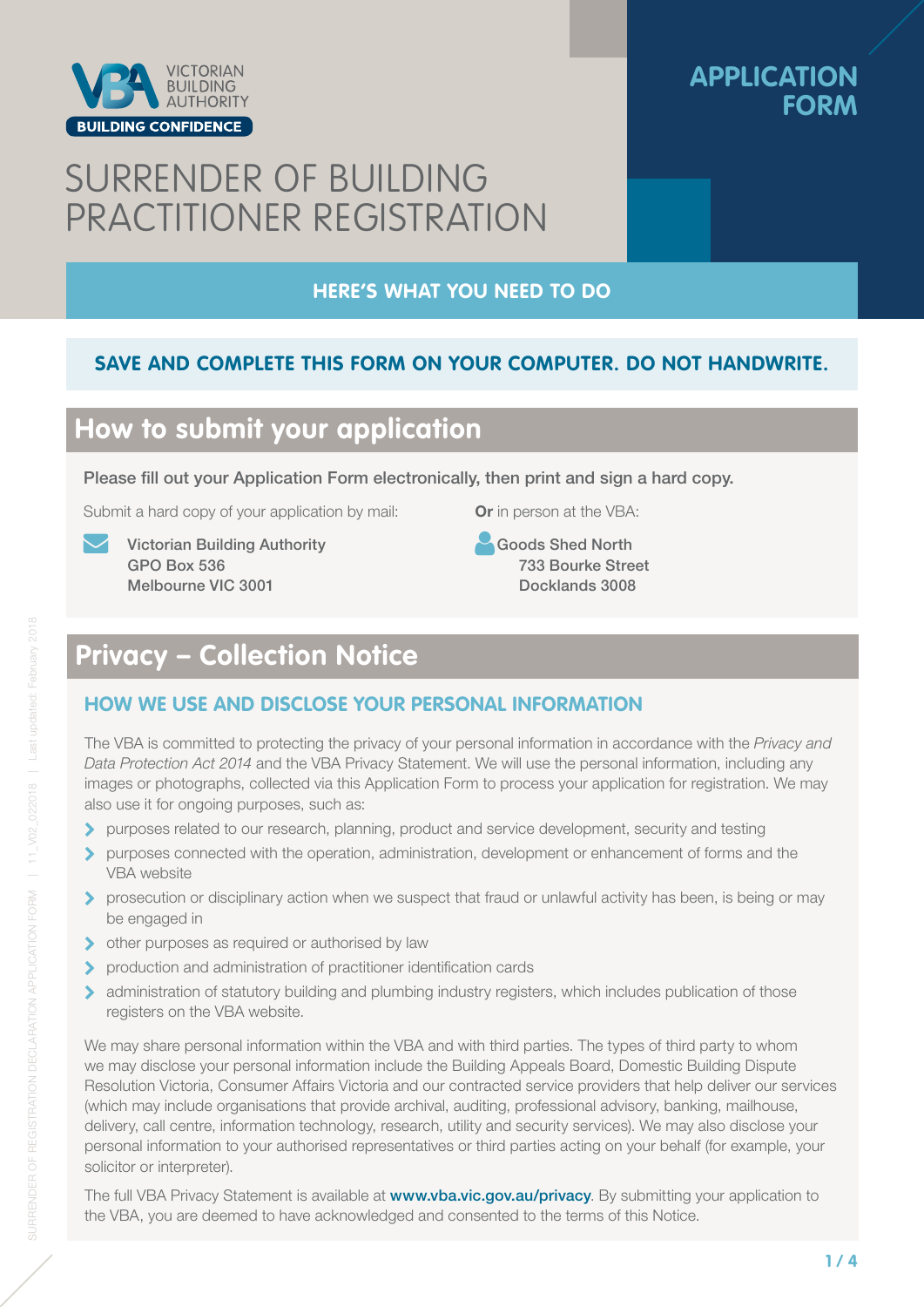VICTORIAN BUILDING AUTHORITY

BUILDING CONFIDENCE

**APPLICATION FORM**

# SURRENDER OF BUILDING PRACTITIONER REGISTRATION

## HERE'S WHAT YOU NEED TO DO

**SAVE AND COMPLETE THIS FORM ON YOUR COMPUTER. DO NOT HANDWRITE.**

## How to submit your application

Please fill out your Application Form electronically, then print and sign a hard copy.

Submit a hard copy of your application by mail:

Victorian Building Authority
GPO Box 536
Melbourne VIC 3001

**Or** in person at the VBA:

Goods Shed North
733 Bourke Street
Docklands 3008

## Privacy – Collection Notice

### HOW WE USE AND DISCLOSE YOUR PERSONAL INFORMATION

The VBA is committed to protecting the privacy of your personal information in accordance with the *Privacy and Data Protection Act 2014* and the VBA Privacy Statement. We will use the personal information, including any images or photographs, collected via this Application Form to process your application for registration. We may also use it for ongoing purposes, such as:

- purposes related to our research, planning, product and service development, security and testing
- purposes connected with the operation, administration, development or enhancement of forms and the VBA website
- prosecution or disciplinary action when we suspect that fraud or unlawful activity has been, is being or may be engaged in
- other purposes as required or authorised by law
- production and administration of practitioner identification cards
- administration of statutory building and plumbing industry registers, which includes publication of those registers on the VBA website.

We may share personal information within the VBA and with third parties. The types of third party to whom we may disclose your personal information include the Building Appeals Board, Domestic Building Dispute Resolution Victoria, Consumer Affairs Victoria and our contracted service providers that help deliver our services (which may include organisations that provide archival, auditing, professional advisory, banking, mailhouse, delivery, call centre, information technology, research, utility and security services). We may also disclose your personal information to your authorised representatives or third parties acting on your behalf (for example, your solicitor or interpreter).

The full VBA Privacy Statement is available at **www.vba.vic.gov.au/privacy**. By submitting your application to the VBA, you are deemed to have acknowledged and consented to the terms of this Notice.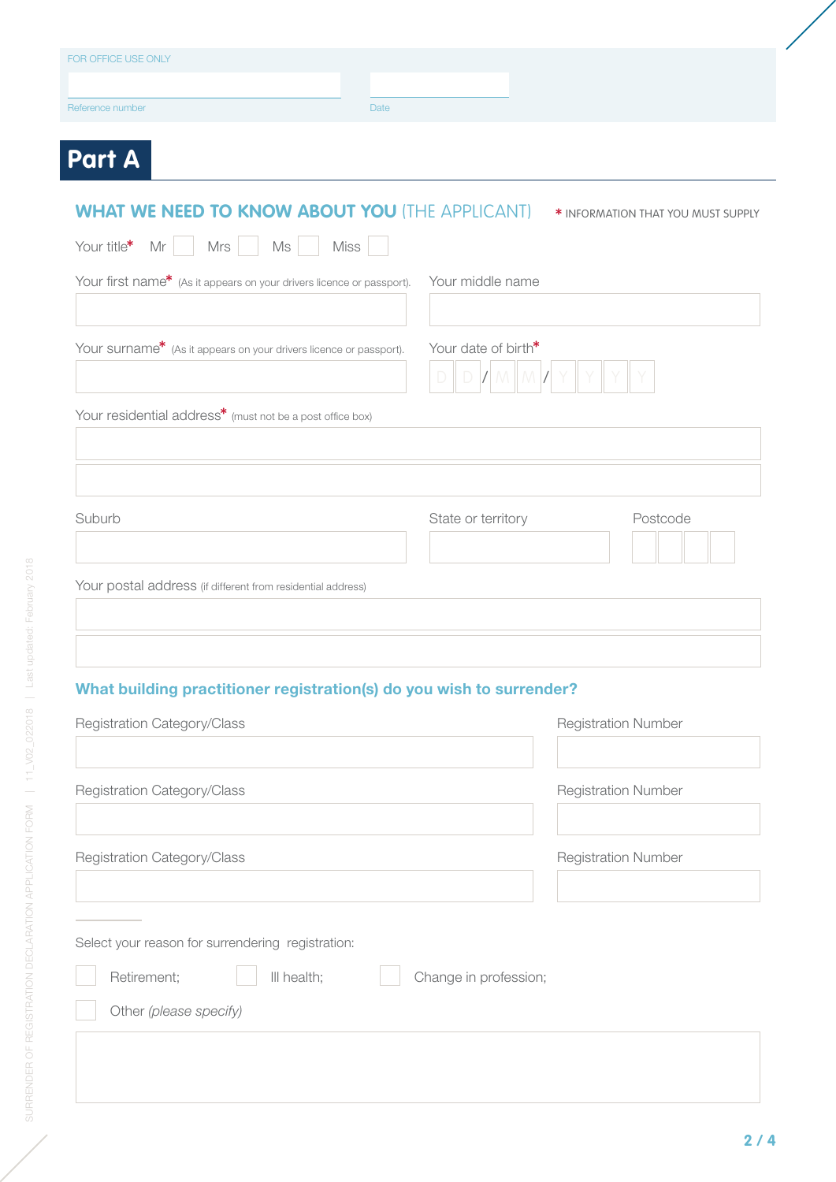FOR OFFICE USE ONLY

Reference number

Date

# Part A

## WHAT WE NEED TO KNOW ABOUT YOU (THE APPLICANT)

* INFORMATION THAT YOU MUST SUPPLY

Your title* Mr ☐ Mrs ☐ Ms ☐ Miss ☐

Your first name* (As it appears on your drivers licence or passport).

Your middle name

Your surname* (As it appears on your drivers licence or passport).

Your date of birth* D D / M M / Y Y Y Y

Your residential address* (must not be a post office box)

Suburb

State or territory

Postcode

Your postal address (if different from residential address)

### What building practitioner registration(s) do you wish to surrender?

| Registration Category/Class | Registration Number |
|---|---|
| | |
| | |
| | |

Select your reason for surrendering registration:

☐ Retirement; ☐ Ill health; ☐ Change in profession;

☐ Other *(please specify)*

SURRENDER OF REGISTRATION DECLARATION APPLICATION FORM | 11_V02_022018 | Last updated: February 2018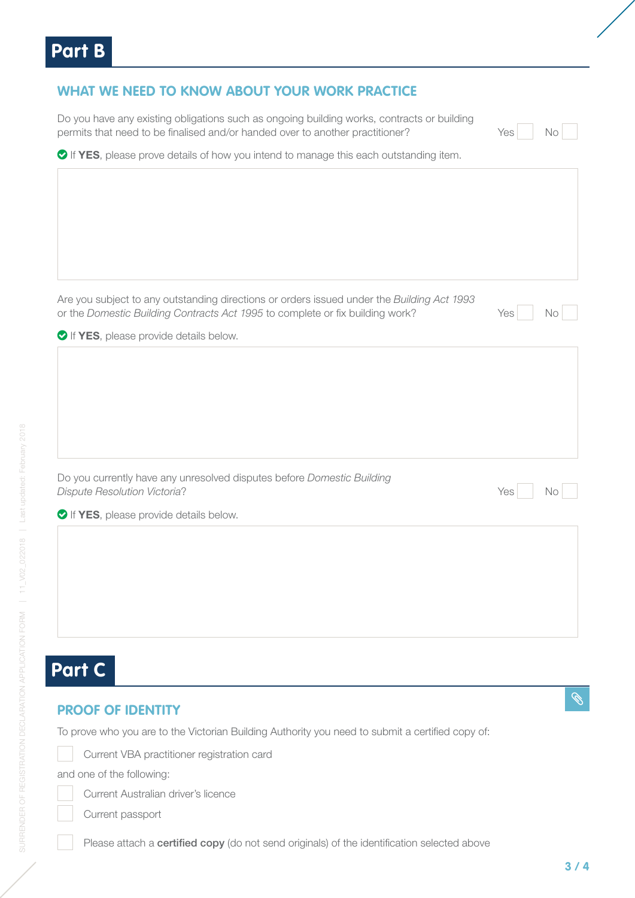# Part B

## WHAT WE NEED TO KNOW ABOUT YOUR WORK PRACTICE

Do you have any existing obligations such as ongoing building works, contracts or building permits that need to be finalised and/or handed over to another practitioner? Yes ☐ No ☐

If **YES**, please prove details of how you intend to manage this each outstanding item.

Are you subject to any outstanding directions or orders issued under the *Building Act 1993* or the *Domestic Building Contracts Act 1995* to complete or fix building work? Yes ☐ No ☐

If **YES**, please provide details below.

Do you currently have any unresolved disputes before *Domestic Building Dispute Resolution Victoria*? Yes ☐ No ☐

If **YES**, please provide details below.

# Part C

## PROOF OF IDENTITY

To prove who you are to the Victorian Building Authority you need to submit a certified copy of:

- ☐ Current VBA practitioner registration card

and one of the following:

- ☐ Current Australian driver's licence
- ☐ Current passport

☐ Please attach a **certified copy** (do not send originals) of the identification selected above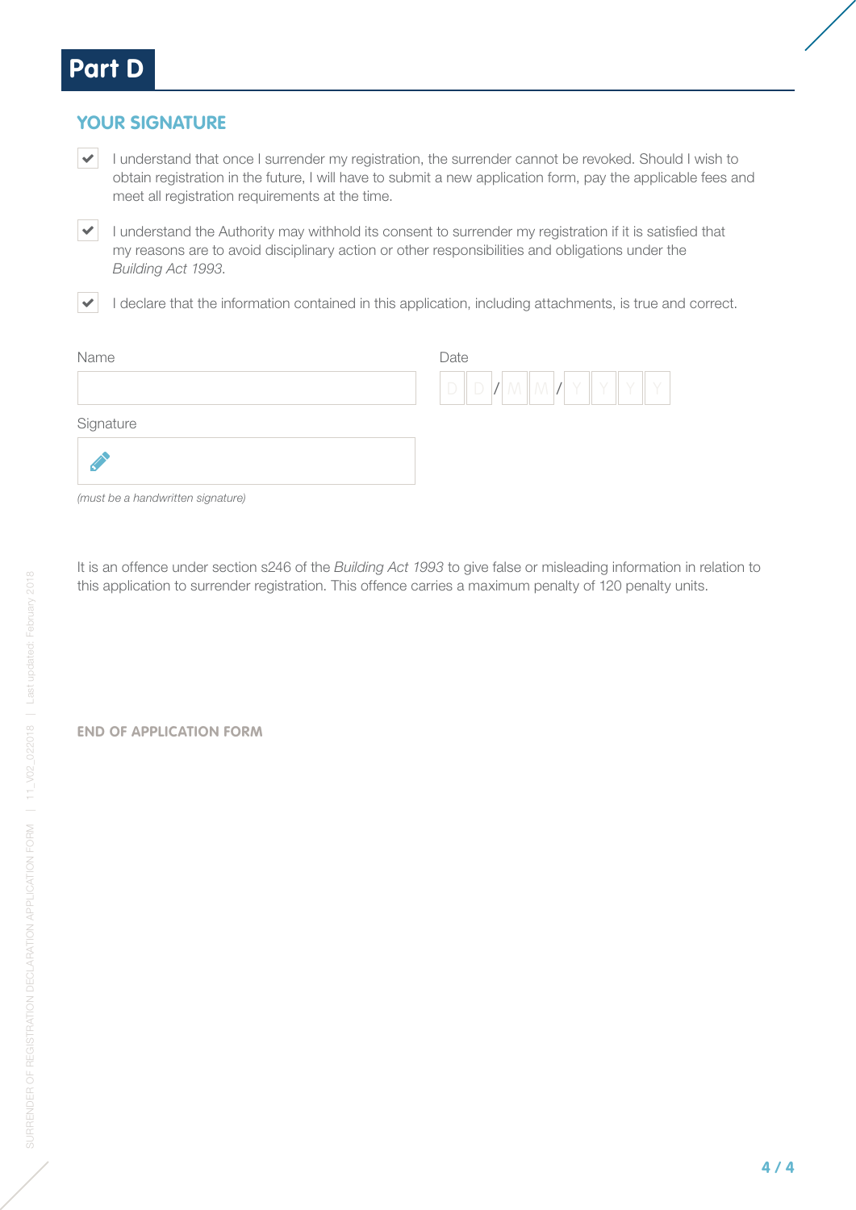# Part D

## YOUR SIGNATURE

- [x] I understand that once I surrender my registration, the surrender cannot be revoked. Should I wish to obtain registration in the future, I will have to submit a new application form, pay the applicable fees and meet all registration requirements at the time.
- [x] I understand the Authority may withhold its consent to surrender my registration if it is satisfied that my reasons are to avoid disciplinary action or other responsibilities and obligations under the *Building Act 1993*.
- [x] I declare that the information contained in this application, including attachments, is true and correct.

Name

Date

D D / M M / Y Y Y Y

Signature

*(must be a handwritten signature)*

It is an offence under section s246 of the *Building Act 1993* to give false or misleading information in relation to this application to surrender registration. This offence carries a maximum penalty of 120 penalty units.

**END OF APPLICATION FORM**